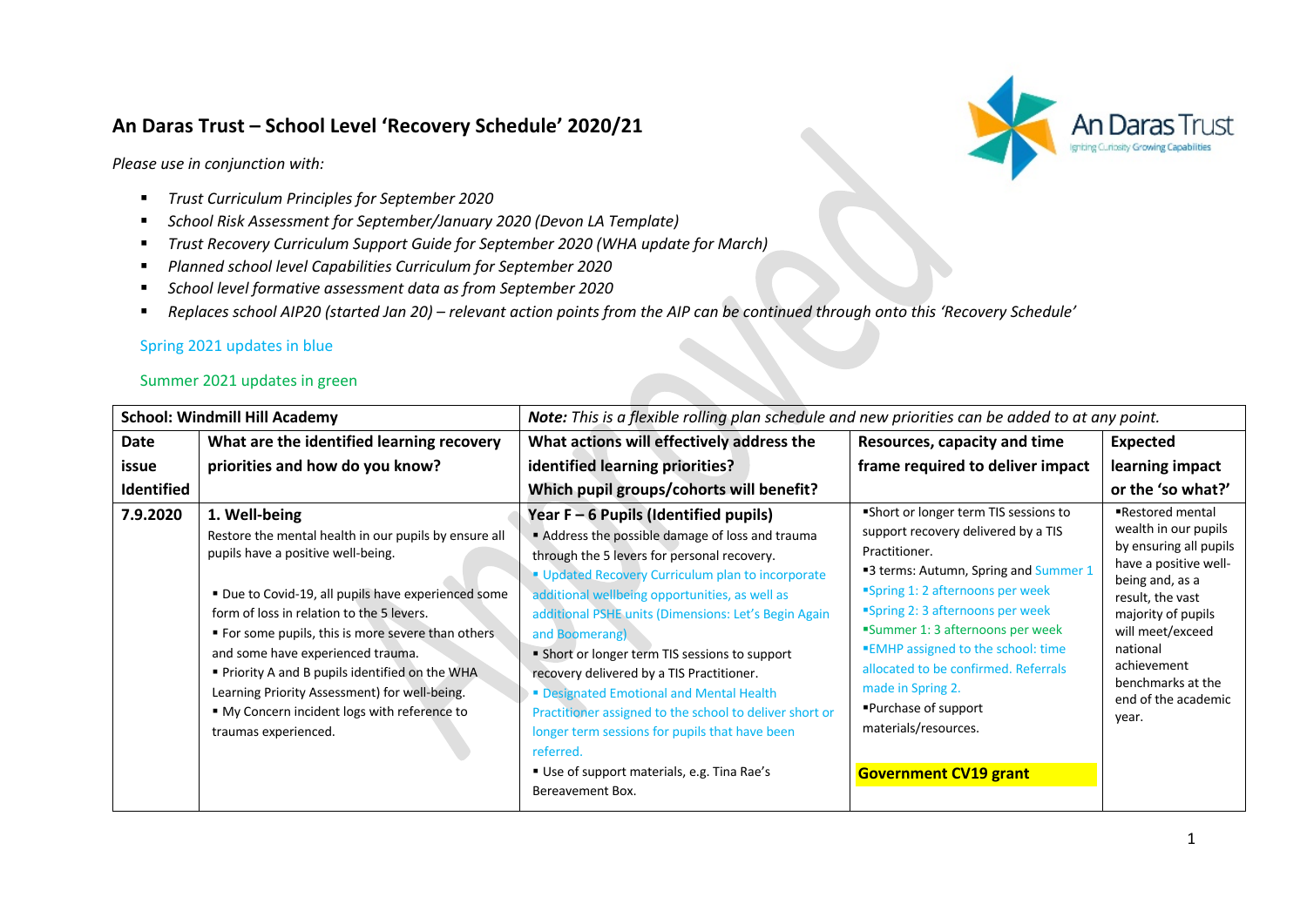# An Daras Trust – School Level 'Recovery Schedule' 2020/21

*Please use in conjunction with:*

- *Trust Curriculum Principles for September 2020*
- *School Risk Assessment for September/January 2020 (Devon LA Template)*
- *Trust Recovery Curriculum Support Guide for September 2020 (WHA update for March)*
- *Planned school level Capabilities Curriculum for September 2020*
- *School level formative assessment data as from September 2020*
- *Replaces school AIP20 (started Jan 20) – relevant action points from the AIP can be continued through onto this 'Recovery Schedule'*

Spring 2021 updates in blue

Summer 2021 updates in green

| **School: Windmill Hill Academy** | | ***Note:*** *This is a flexible rolling plan schedule and new priorities can be added to at any point.* | | |
|---|---|---|---|---|
| **Date issue Identified** | **What are the identified learning recovery priorities and how do you know?** | **What actions will effectively address the identified learning priorities? Which pupil groups/cohorts will benefit?** | **Resources, capacity and time frame required to deliver impact** | **Expected learning impact or the 'so what?'** |
| 7.9.2020 | **1. Well-being**<br>Restore the mental health in our pupils by ensure all pupils have a positive well-being.<br><br>▪ Due to Covid-19, all pupils have experienced some form of loss in relation to the 5 levers.<br>▪ For some pupils, this is more severe than others and some have experienced trauma.<br>▪ Priority A and B pupils identified on the WHA Learning Priority Assessment) for well-being.<br>▪ My Concern incident logs with reference to traumas experienced. | **Year F – 6 Pupils (Identified pupils)**<br>▪ Address the possible damage of loss and trauma through the 5 levers for personal recovery.<br>▪ Updated Recovery Curriculum plan to incorporate additional wellbeing opportunities, as well as additional PSHE units (Dimensions: Let's Begin Again and Boomerang)<br>▪ Short or longer term TIS sessions to support recovery delivered by a TIS Practitioner.<br>▪ Designated Emotional and Mental Health Practitioner assigned to the school to deliver short or longer term sessions for pupils that have been referred.<br>▪ Use of support materials, e.g. Tina Rae's Bereavement Box. | ▪Short or longer term TIS sessions to support recovery delivered by a TIS Practitioner.<br>▪3 terms: Autumn, Spring and Summer 1<br>▪Spring 1: 2 afternoons per week<br>▪Spring 2: 3 afternoons per week<br>▪Summer 1: 3 afternoons per week<br>▪EMHP assigned to the school: time allocated to be confirmed. Referrals made in Spring 2.<br>▪Purchase of support materials/resources.<br><br>**Government CV19 grant** | ▪Restored mental wealth in our pupils by ensuring all pupils have a positive well-being and, as a result, the vast majority of pupils will meet/exceed national achievement benchmarks at the end of the academic year. |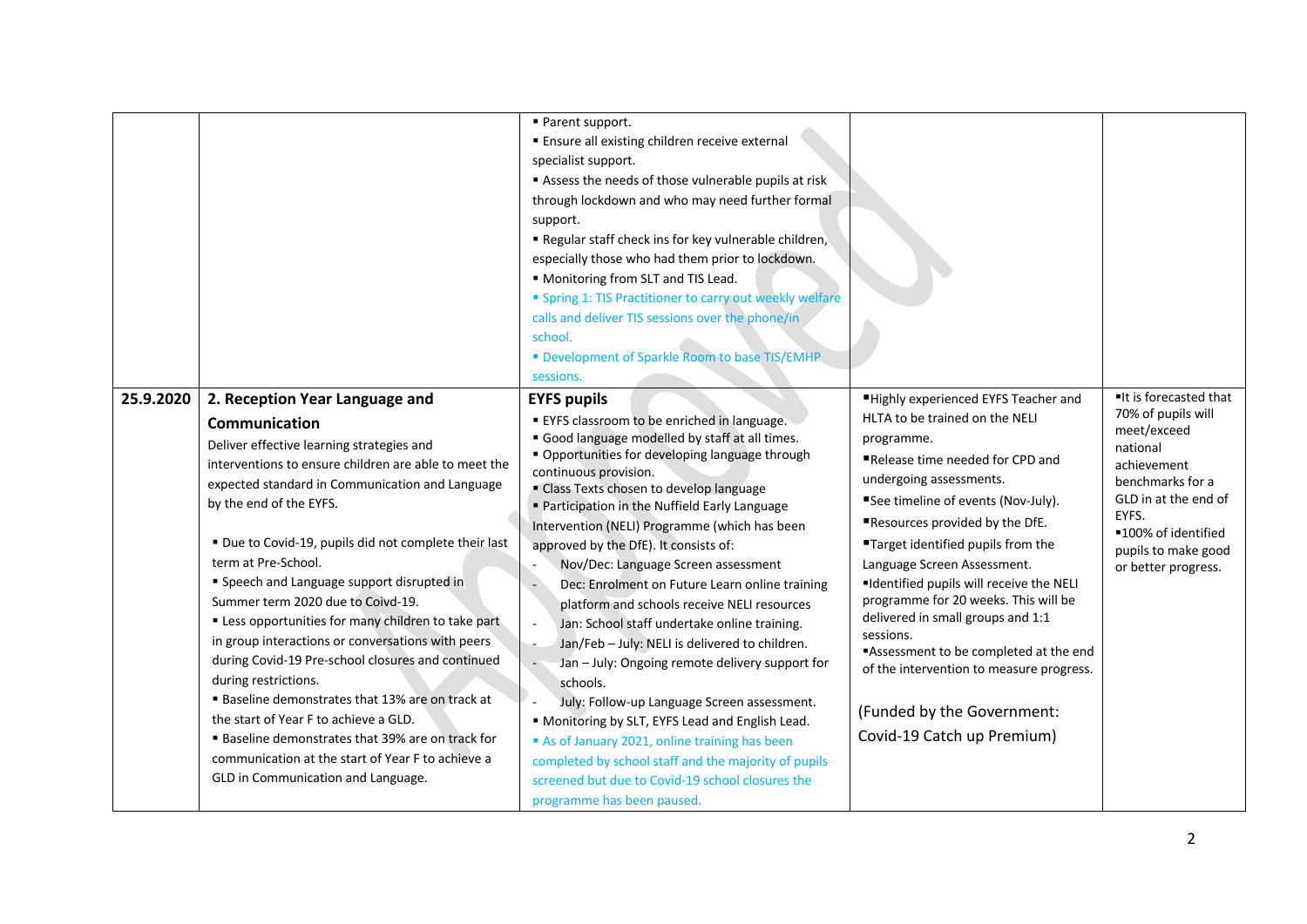| | | | | |
|---|---|---|---|---|
| | | ▪ Parent support.<br>▪ Ensure all existing children receive external specialist support.<br>▪ Assess the needs of those vulnerable pupils at risk through lockdown and who may need further formal support.<br>▪ Regular staff check ins for key vulnerable children, especially those who had them prior to lockdown.<br>▪ Monitoring from SLT and TIS Lead.<br>▪ Spring 1: TIS Practitioner to carry out weekly welfare calls and deliver TIS sessions over the phone/in school.<br>▪ Development of Sparkle Room to base TIS/EMHP sessions. | | |
| 25.9.2020 | **2. Reception Year Language and Communication**<br>Deliver effective learning strategies and interventions to ensure children are able to meet the expected standard in Communication and Language by the end of the EYFS.<br><br>▪ Due to Covid-19, pupils did not complete their last term at Pre-School.<br>▪ Speech and Language support disrupted in Summer term 2020 due to Coivd-19.<br>▪ Less opportunities for many children to take part in group interactions or conversations with peers during Covid-19 Pre-school closures and continued during restrictions.<br>▪ Baseline demonstrates that 13% are on track at the start of Year F to achieve a GLD.<br>▪ Baseline demonstrates that 39% are on track for communication at the start of Year F to achieve a GLD in Communication and Language. | **EYFS pupils**<br>▪ EYFS classroom to be enriched in language.<br>▪ Good language modelled by staff at all times.<br>▪ Opportunities for developing language through continuous provision.<br>▪ Class Texts chosen to develop language<br>▪ Participation in the Nuffield Early Language Intervention (NELI) Programme (which has been approved by the DfE). It consists of:<br>- Nov/Dec: Language Screen assessment<br>- Dec: Enrolment on Future Learn online training platform and schools receive NELI resources<br>- Jan: School staff undertake online training.<br>- Jan/Feb – July: NELI is delivered to children.<br>- Jan – July: Ongoing remote delivery support for schools.<br>- July: Follow-up Language Screen assessment.<br>▪ Monitoring by SLT, EYFS Lead and English Lead.<br>▪ As of January 2021, online training has been completed by school staff and the majority of pupils screened but due to Covid-19 school closures the programme has been paused. | ▪Highly experienced EYFS Teacher and HLTA to be trained on the NELI programme.<br>▪Release time needed for CPD and undergoing assessments.<br>▪See timeline of events (Nov-July).<br>▪Resources provided by the DfE.<br>▪Target identified pupils from the Language Screen Assessment.<br>▪Identified pupils will receive the NELI programme for 20 weeks. This will be delivered in small groups and 1:1 sessions.<br>▪Assessment to be completed at the end of the intervention to measure progress.<br><br>(Funded by the Government: Covid-19 Catch up Premium) | ▪It is forecasted that 70% of pupils will meet/exceed national achievement benchmarks for a GLD in at the end of EYFS.<br>▪100% of identified pupils to make good or better progress. |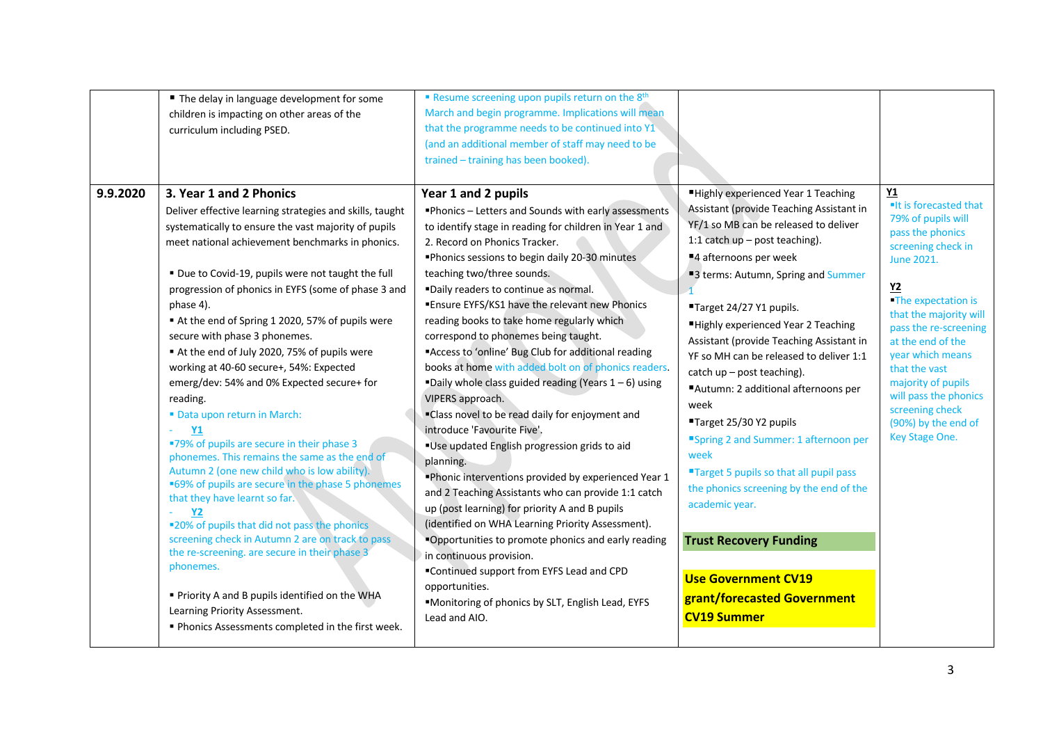| | | | | |
|---|---|---|---|---|
| | ▪ The delay in language development for some children is impacting on other areas of the curriculum including PSED. | ▪ Resume screening upon pupils return on the 8th March and begin programme. Implications will mean that the programme needs to be continued into Y1 (and an additional member of staff may need to be trained – training has been booked). | | |
| **9.9.2020** | **3. Year 1 and 2 Phonics**<br>Deliver effective learning strategies and skills, taught systematically to ensure the vast majority of pupils meet national achievement benchmarks in phonics.<br><br>▪ Due to Covid-19, pupils were not taught the full progression of phonics in EYFS (some of phase 3 and phase 4).<br>▪ At the end of Spring 1 2020, 57% of pupils were secure with phase 3 phonemes.<br>▪ At the end of July 2020, 75% of pupils were working at 40-60 secure+, 54%: Expected emerg/dev: 54% and 0% Expected secure+ for reading.<br>▪ Data upon return in March:<br>- **Y1**<br>▪79% of pupils are secure in their phase 3 phonemes. This remains the same as the end of Autumn 2 (one new child who is low ability).<br>▪69% of pupils are secure in the phase 5 phonemes that they have learnt so far.<br>- **Y2**<br>▪20% of pupils that did not pass the phonics screening check in Autumn 2 are on track to pass the re-screening. are secure in their phase 3 phonemes.<br><br>▪ Priority A and B pupils identified on the WHA Learning Priority Assessment.<br>▪ Phonics Assessments completed in the first week. | **Year 1 and 2 pupils**<br>▪Phonics – Letters and Sounds with early assessments to identify stage in reading for children in Year 1 and 2. Record on Phonics Tracker.<br>▪Phonics sessions to begin daily 20-30 minutes teaching two/three sounds.<br>▪Daily readers to continue as normal.<br>▪Ensure EYFS/KS1 have the relevant new Phonics reading books to take home regularly which correspond to phonemes being taught.<br>▪Access to 'online' Bug Club for additional reading books at home with added bolt on of phonics readers.<br>▪Daily whole class guided reading (Years 1 – 6) using VIPERS approach.<br>▪Class novel to be read daily for enjoyment and introduce 'Favourite Five'.<br>▪Use updated English progression grids to aid planning.<br>▪Phonic interventions provided by experienced Year 1 and 2 Teaching Assistants who can provide 1:1 catch up (post learning) for priority A and B pupils (identified on WHA Learning Priority Assessment).<br>▪Opportunities to promote phonics and early reading in continuous provision.<br>▪Continued support from EYFS Lead and CPD opportunities.<br>▪Monitoring of phonics by SLT, English Lead, EYFS Lead and AIO. | ▪Highly experienced Year 1 Teaching Assistant (provide Teaching Assistant in YF/1 so MB can be released to deliver 1:1 catch up – post teaching).<br>▪4 afternoons per week<br>▪3 terms: Autumn, Spring and Summer 1<br>▪Target 24/27 Y1 pupils.<br>▪Highly experienced Year 2 Teaching Assistant (provide Teaching Assistant in YF so MH can be released to deliver 1:1 catch up – post teaching).<br>▪Autumn: 2 additional afternoons per week<br>▪Target 25/30 Y2 pupils<br>▪Spring 2 and Summer: 1 afternoon per week<br>▪Target 5 pupils so that all pupil pass the phonics screening by the end of the academic year.<br><br>**Trust Recovery Funding**<br><br>**Use Government CV19 grant/forecasted Government CV19 Summer** | **Y1**<br>▪It is forecasted that 79% of pupils will pass the phonics screening check in June 2021.<br><br>**Y2**<br>▪The expectation is that the majority will pass the re-screening at the end of the year which means that the vast majority of pupils will pass the phonics screening check (90%) by the end of Key Stage One. |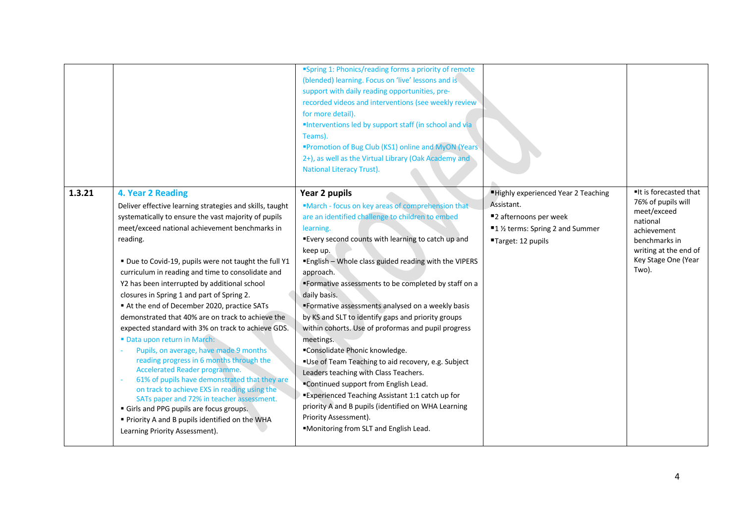| | | | | |
|---|---|---|---|---|
| | | ▪Spring 1: Phonics/reading forms a priority of remote (blended) learning. Focus on 'live' lessons and is support with daily reading opportunities, pre-recorded videos and interventions (see weekly review for more detail).<br>▪Interventions led by support staff (in school and via Teams).<br>▪Promotion of Bug Club (KS1) online and MyON (Years 2+), as well as the Virtual Library (Oak Academy and National Literacy Trust). | | |
| **1.3.21** | **4. Year 2 Reading**<br>Deliver effective learning strategies and skills, taught systematically to ensure the vast majority of pupils meet/exceed national achievement benchmarks in reading.<br><br>▪ Due to Covid-19, pupils were not taught the full Y1 curriculum in reading and time to consolidate and Y2 has been interrupted by additional school closures in Spring 1 and part of Spring 2.<br>▪ At the end of December 2020, practice SATs demonstrated that 40% are on track to achieve the expected standard with 3% on track to achieve GDS.<br>▪ Data upon return in March:<br>- Pupils, on average, have made 9 months reading progress in 6 months through the Accelerated Reader programme.<br>- 61% of pupils have demonstrated that they are on track to achieve EXS in reading using the SATs paper and 72% in teacher assessment.<br>▪ Girls and PPG pupils are focus groups.<br>▪ Priority A and B pupils identified on the WHA Learning Priority Assessment). | **Year 2 pupils**<br>▪March - focus on key areas of comprehension that are an identified challenge to children to embed learning.<br>▪Every second counts with learning to catch up and keep up.<br>▪English – Whole class guided reading with the VIPERS approach.<br>▪Formative assessments to be completed by staff on a daily basis.<br>▪Formative assessments analysed on a weekly basis by KS and SLT to identify gaps and priority groups within cohorts. Use of proformas and pupil progress meetings.<br>▪Consolidate Phonic knowledge.<br>▪Use of Team Teaching to aid recovery, e.g. Subject Leaders teaching with Class Teachers.<br>▪Continued support from English Lead.<br>▪Experienced Teaching Assistant 1:1 catch up for priority A and B pupils (identified on WHA Learning Priority Assessment).<br>▪Monitoring from SLT and English Lead. | ▪Highly experienced Year 2 Teaching Assistant.<br>▪2 afternoons per week<br>▪1 ½ terms: Spring 2 and Summer<br>▪Target: 12 pupils | ▪It is forecasted that 76% of pupils will meet/exceed national achievement benchmarks in writing at the end of Key Stage One (Year Two). |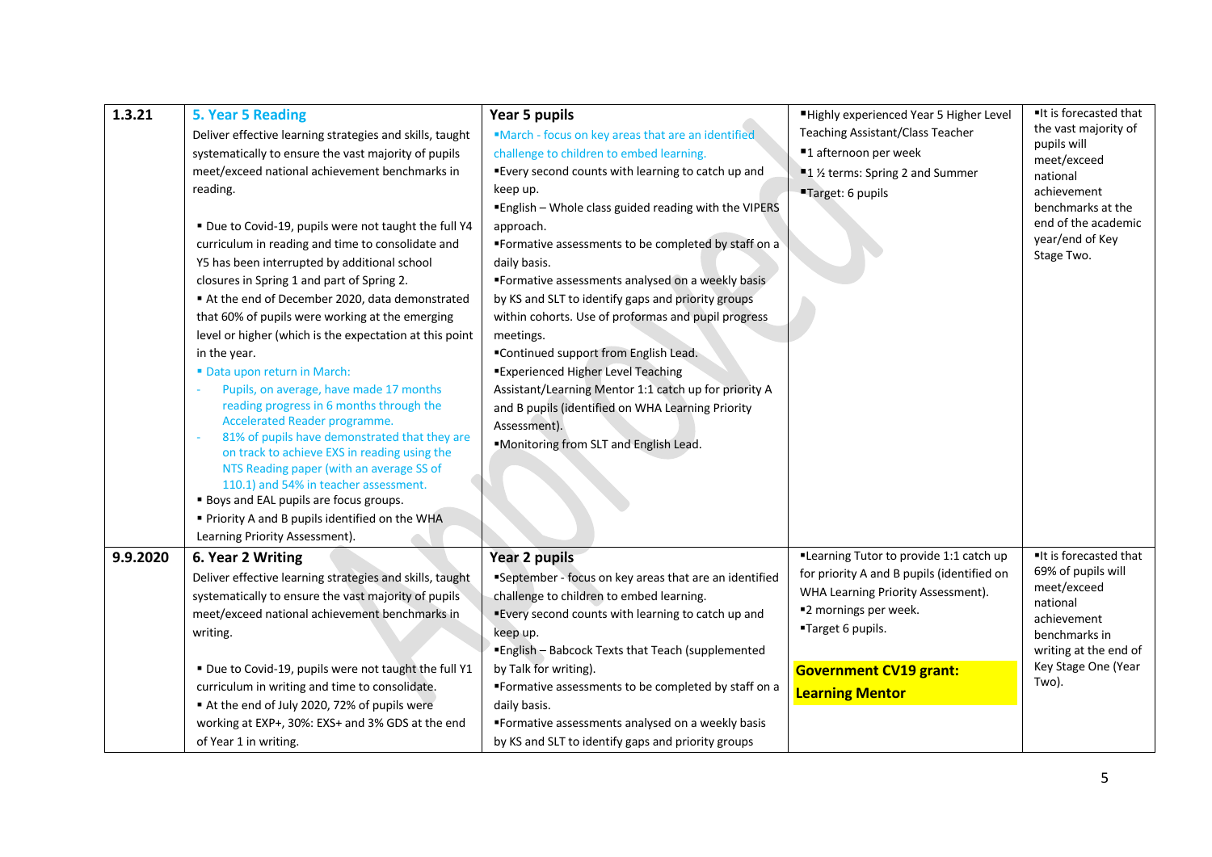| | | | | |
|---|---|---|---|---|
| 1.3.21 | **5. Year 5 Reading**<br>Deliver effective learning strategies and skills, taught systematically to ensure the vast majority of pupils meet/exceed national achievement benchmarks in reading.<br><br>▪ Due to Covid-19, pupils were not taught the full Y4 curriculum in reading and time to consolidate and Y5 has been interrupted by additional school closures in Spring 1 and part of Spring 2.<br>▪ At the end of December 2020, data demonstrated that 60% of pupils were working at the emerging level or higher (which is the expectation at this point in the year.<br>▪ Data upon return in March:<br>- Pupils, on average, have made 17 months reading progress in 6 months through the Accelerated Reader programme.<br>- 81% of pupils have demonstrated that they are on track to achieve EXS in reading using the NTS Reading paper (with an average SS of 110.1) and 54% in teacher assessment.<br>▪ Boys and EAL pupils are focus groups.<br>▪ Priority A and B pupils identified on the WHA Learning Priority Assessment). | **Year 5 pupils**<br>▪March - focus on key areas that are an identified challenge to children to embed learning.<br>▪Every second counts with learning to catch up and keep up.<br>▪English – Whole class guided reading with the VIPERS approach.<br>▪Formative assessments to be completed by staff on a daily basis.<br>▪Formative assessments analysed on a weekly basis by KS and SLT to identify gaps and priority groups within cohorts. Use of proformas and pupil progress meetings.<br>▪Continued support from English Lead.<br>▪Experienced Higher Level Teaching Assistant/Learning Mentor 1:1 catch up for priority A and B pupils (identified on WHA Learning Priority Assessment).<br>▪Monitoring from SLT and English Lead. | ▪Highly experienced Year 5 Higher Level Teaching Assistant/Class Teacher<br>▪1 afternoon per week<br>▪1 ½ terms: Spring 2 and Summer<br>▪Target: 6 pupils | ▪It is forecasted that the vast majority of pupils will meet/exceed national achievement benchmarks at the end of the academic year/end of Key Stage Two. |
| 9.9.2020 | **6. Year 2 Writing**<br>Deliver effective learning strategies and skills, taught systematically to ensure the vast majority of pupils meet/exceed national achievement benchmarks in writing.<br><br>▪ Due to Covid-19, pupils were not taught the full Y1 curriculum in writing and time to consolidate.<br>▪ At the end of July 2020, 72% of pupils were working at EXP+, 30%: EXS+ and 3% GDS at the end of Year 1 in writing. | **Year 2 pupils**<br>▪September - focus on key areas that are an identified challenge to children to embed learning.<br>▪Every second counts with learning to catch up and keep up.<br>▪English – Babcock Texts that Teach (supplemented by Talk for writing).<br>▪Formative assessments to be completed by staff on a daily basis.<br>▪Formative assessments analysed on a weekly basis by KS and SLT to identify gaps and priority groups | ▪Learning Tutor to provide 1:1 catch up for priority A and B pupils (identified on WHA Learning Priority Assessment).<br>▪2 mornings per week.<br>▪Target 6 pupils.<br><br>**Government CV19 grant: Learning Mentor** | ▪It is forecasted that 69% of pupils will meet/exceed national achievement benchmarks in writing at the end of Key Stage One (Year Two). |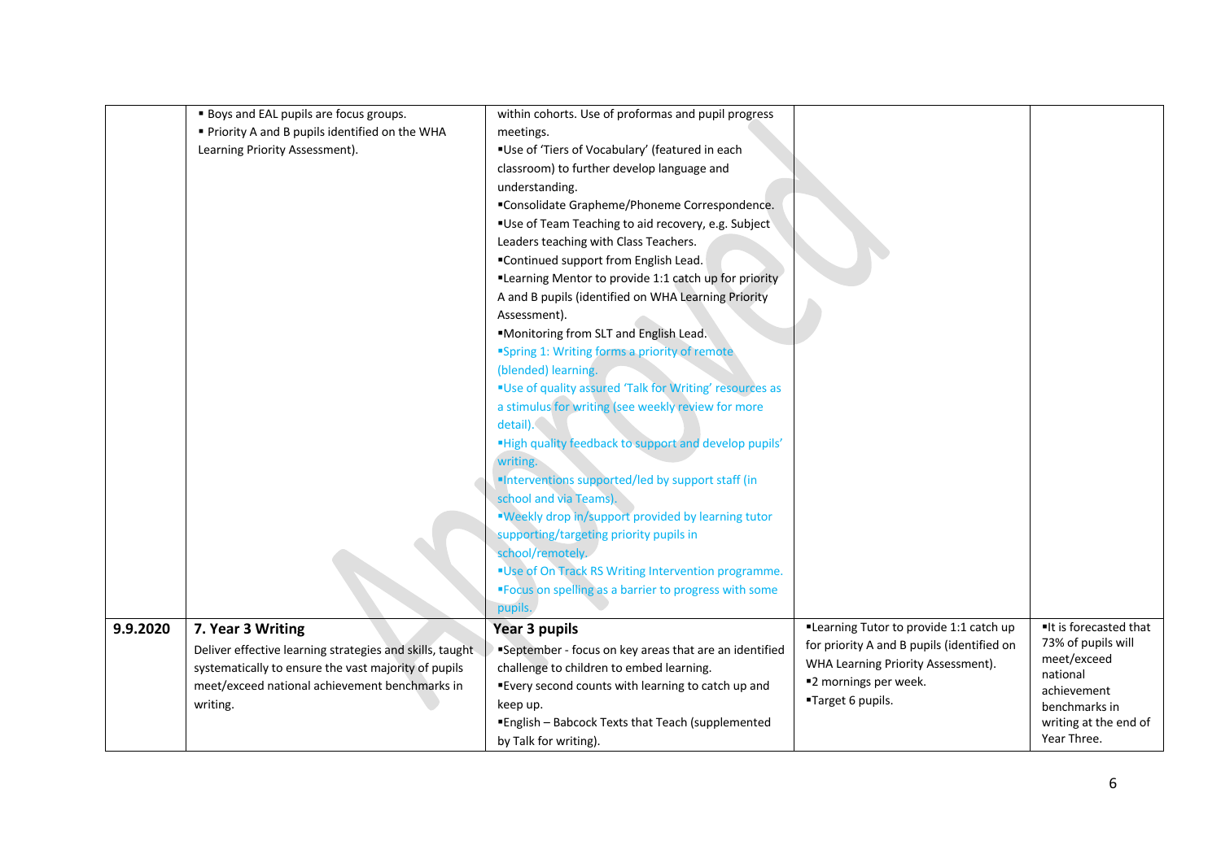|  |  |  |  |  |
|---|---|---|---|---|
|  | ▪ Boys and EAL pupils are focus groups.<br>▪ Priority A and B pupils identified on the WHA Learning Priority Assessment). | within cohorts. Use of proformas and pupil progress meetings.<br>▪Use of 'Tiers of Vocabulary' (featured in each classroom) to further develop language and understanding.<br>▪Consolidate Grapheme/Phoneme Correspondence.<br>▪Use of Team Teaching to aid recovery, e.g. Subject Leaders teaching with Class Teachers.<br>▪Continued support from English Lead.<br>▪Learning Mentor to provide 1:1 catch up for priority A and B pupils (identified on WHA Learning Priority Assessment).<br>▪Monitoring from SLT and English Lead.<br>▪Spring 1: Writing forms a priority of remote (blended) learning.<br>▪Use of quality assured 'Talk for Writing' resources as a stimulus for writing (see weekly review for more detail).<br>▪High quality feedback to support and develop pupils' writing.<br>▪Interventions supported/led by support staff (in school and via Teams).<br>▪Weekly drop in/support provided by learning tutor supporting/targeting priority pupils in school/remotely.<br>▪Use of On Track RS Writing Intervention programme.<br>▪Focus on spelling as a barrier to progress with some pupils. |  |  |
| **9.9.2020** | **7. Year 3 Writing**<br>Deliver effective learning strategies and skills, taught systematically to ensure the vast majority of pupils meet/exceed national achievement benchmarks in writing. | **Year 3 pupils**<br>▪September - focus on key areas that are an identified challenge to children to embed learning.<br>▪Every second counts with learning to catch up and keep up.<br>▪English – Babcock Texts that Teach (supplemented by Talk for writing). | ▪Learning Tutor to provide 1:1 catch up for priority A and B pupils (identified on WHA Learning Priority Assessment).<br>▪2 mornings per week.<br>▪Target 6 pupils. | ▪It is forecasted that 73% of pupils will meet/exceed national achievement benchmarks in writing at the end of Year Three. |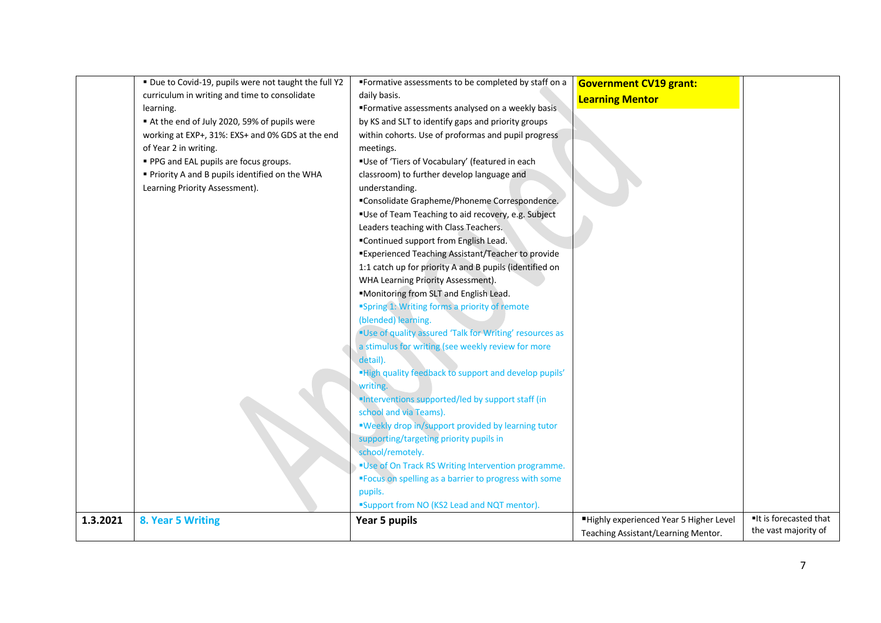| | | | | |
|---|---|---|---|---|
| | ▪ Due to Covid-19, pupils were not taught the full Y2 curriculum in writing and time to consolidate learning.<br>▪ At the end of July 2020, 59% of pupils were working at EXP+, 31%: EXS+ and 0% GDS at the end of Year 2 in writing.<br>▪ PPG and EAL pupils are focus groups.<br>▪ Priority A and B pupils identified on the WHA Learning Priority Assessment). | ▪Formative assessments to be completed by staff on a daily basis.<br>▪Formative assessments analysed on a weekly basis by KS and SLT to identify gaps and priority groups within cohorts. Use of proformas and pupil progress meetings.<br>▪Use of 'Tiers of Vocabulary' (featured in each classroom) to further develop language and understanding.<br>▪Consolidate Grapheme/Phoneme Correspondence.<br>▪Use of Team Teaching to aid recovery, e.g. Subject Leaders teaching with Class Teachers.<br>▪Continued support from English Lead.<br>▪Experienced Teaching Assistant/Teacher to provide 1:1 catch up for priority A and B pupils (identified on WHA Learning Priority Assessment).<br>▪Monitoring from SLT and English Lead.<br>▪Spring 1: Writing forms a priority of remote (blended) learning.<br>▪Use of quality assured 'Talk for Writing' resources as a stimulus for writing (see weekly review for more detail).<br>▪High quality feedback to support and develop pupils' writing.<br>▪Interventions supported/led by support staff (in school and via Teams).<br>▪Weekly drop in/support provided by learning tutor supporting/targeting priority pupils in school/remotely.<br>▪Use of On Track RS Writing Intervention programme.<br>▪Focus on spelling as a barrier to progress with some pupils.<br>▪Support from NO (KS2 Lead and NQT mentor). | **Government CV19 grant: Learning Mentor** | |
| **1.3.2021** | **8. Year 5 Writing** | **Year 5 pupils** | ▪Highly experienced Year 5 Higher Level Teaching Assistant/Learning Mentor. | ▪It is forecasted that the vast majority of |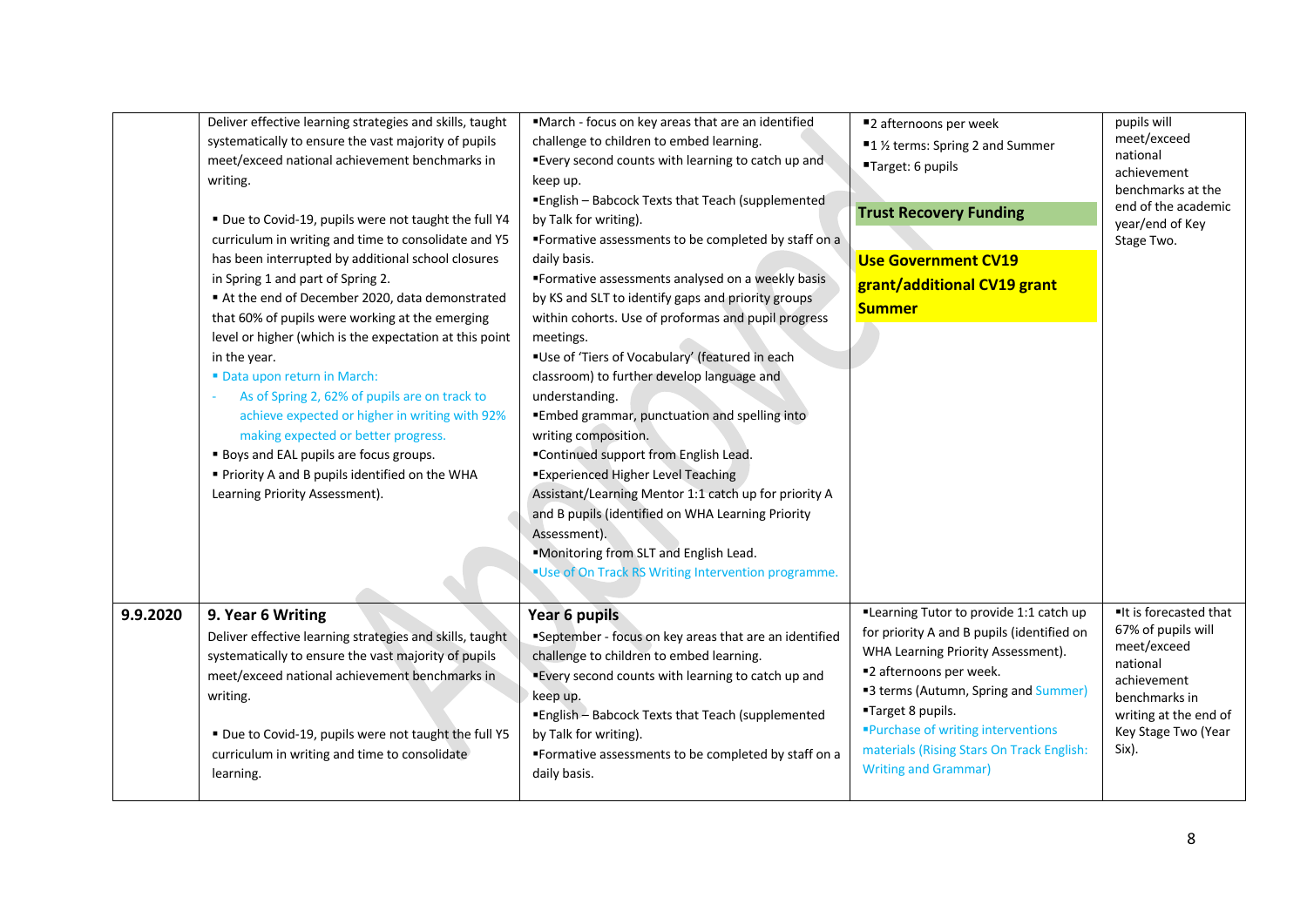| | | | | |
|---|---|---|---|---|
| | Deliver effective learning strategies and skills, taught systematically to ensure the vast majority of pupils meet/exceed national achievement benchmarks in writing.<br><br>▪ Due to Covid-19, pupils were not taught the full Y4 curriculum in writing and time to consolidate and Y5 has been interrupted by additional school closures in Spring 1 and part of Spring 2.<br>▪ At the end of December 2020, data demonstrated that 60% of pupils were working at the emerging level or higher (which is the expectation at this point in the year.<br>▪ Data upon return in March:<br>- As of Spring 2, 62% of pupils are on track to achieve expected or higher in writing with 92% making expected or better progress.<br>▪ Boys and EAL pupils are focus groups.<br>▪ Priority A and B pupils identified on the WHA Learning Priority Assessment). | ▪March - focus on key areas that are an identified challenge to children to embed learning.<br>▪Every second counts with learning to catch up and keep up.<br>▪English – Babcock Texts that Teach (supplemented by Talk for writing).<br>▪Formative assessments to be completed by staff on a daily basis.<br>▪Formative assessments analysed on a weekly basis by KS and SLT to identify gaps and priority groups within cohorts. Use of proformas and pupil progress meetings.<br>▪Use of 'Tiers of Vocabulary' (featured in each classroom) to further develop language and understanding.<br>▪Embed grammar, punctuation and spelling into writing composition.<br>▪Continued support from English Lead.<br>▪Experienced Higher Level Teaching Assistant/Learning Mentor 1:1 catch up for priority A and B pupils (identified on WHA Learning Priority Assessment).<br>▪Monitoring from SLT and English Lead.<br>▪Use of On Track RS Writing Intervention programme. | ▪2 afternoons per week<br>▪1 ½ terms: Spring 2 and Summer<br>▪Target: 6 pupils<br><br>**Trust Recovery Funding**<br><br>**Use Government CV19 grant/additional CV19 grant Summer** | pupils will meet/exceed national achievement benchmarks at the end of the academic year/end of Key Stage Two. |
| **9.9.2020** | **9. Year 6 Writing**<br>Deliver effective learning strategies and skills, taught systematically to ensure the vast majority of pupils meet/exceed national achievement benchmarks in writing.<br><br>▪ Due to Covid-19, pupils were not taught the full Y5 curriculum in writing and time to consolidate learning. | **Year 6 pupils**<br>▪September - focus on key areas that are an identified challenge to children to embed learning.<br>▪Every second counts with learning to catch up and keep up.<br>▪English – Babcock Texts that Teach (supplemented by Talk for writing).<br>▪Formative assessments to be completed by staff on a daily basis. | ▪Learning Tutor to provide 1:1 catch up for priority A and B pupils (identified on WHA Learning Priority Assessment).<br>▪2 afternoons per week.<br>▪3 terms (Autumn, Spring and Summer)<br>▪Target 8 pupils.<br>▪Purchase of writing interventions materials (Rising Stars On Track English: Writing and Grammar) | ▪It is forecasted that 67% of pupils will meet/exceed national achievement benchmarks in writing at the end of Key Stage Two (Year Six). |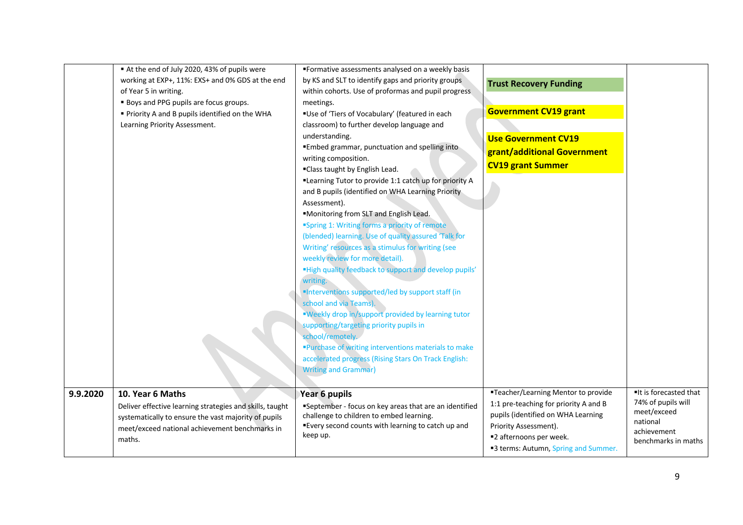| | | | | |
|---|---|---|---|---|
| | ▪ At the end of July 2020, 43% of pupils were working at EXP+, 11%: EXS+ and 0% GDS at the end of Year 5 in writing.<br>▪ Boys and PPG pupils are focus groups.<br>▪ Priority A and B pupils identified on the WHA Learning Priority Assessment. | ▪Formative assessments analysed on a weekly basis by KS and SLT to identify gaps and priority groups within cohorts. Use of proformas and pupil progress meetings.<br>▪Use of 'Tiers of Vocabulary' (featured in each classroom) to further develop language and understanding.<br>▪Embed grammar, punctuation and spelling into writing composition.<br>▪Class taught by English Lead.<br>▪Learning Tutor to provide 1:1 catch up for priority A and B pupils (identified on WHA Learning Priority Assessment).<br>▪Monitoring from SLT and English Lead.<br>▪Spring 1: Writing forms a priority of remote (blended) learning. Use of quality assured 'Talk for Writing' resources as a stimulus for writing (see weekly review for more detail).<br>▪High quality feedback to support and develop pupils' writing.<br>▪Interventions supported/led by support staff (in school and via Teams).<br>▪Weekly drop in/support provided by learning tutor supporting/targeting priority pupils in school/remotely.<br>▪Purchase of writing interventions materials to make accelerated progress (Rising Stars On Track English: Writing and Grammar) | **Trust Recovery Funding**<br><br>**Government CV19 grant**<br><br>**Use Government CV19 grant/additional Government CV19 grant Summer** | |
| 9.9.2020 | **10. Year 6 Maths**<br>Deliver effective learning strategies and skills, taught systematically to ensure the vast majority of pupils meet/exceed national achievement benchmarks in maths. | **Year 6 pupils**<br>▪September - focus on key areas that are an identified challenge to children to embed learning.<br>▪Every second counts with learning to catch up and keep up. | ▪Teacher/Learning Mentor to provide 1:1 pre-teaching for priority A and B pupils (identified on WHA Learning Priority Assessment).<br>▪2 afternoons per week.<br>▪3 terms: Autumn, Spring and Summer. | ▪It is forecasted that 74% of pupils will meet/exceed national achievement benchmarks in maths |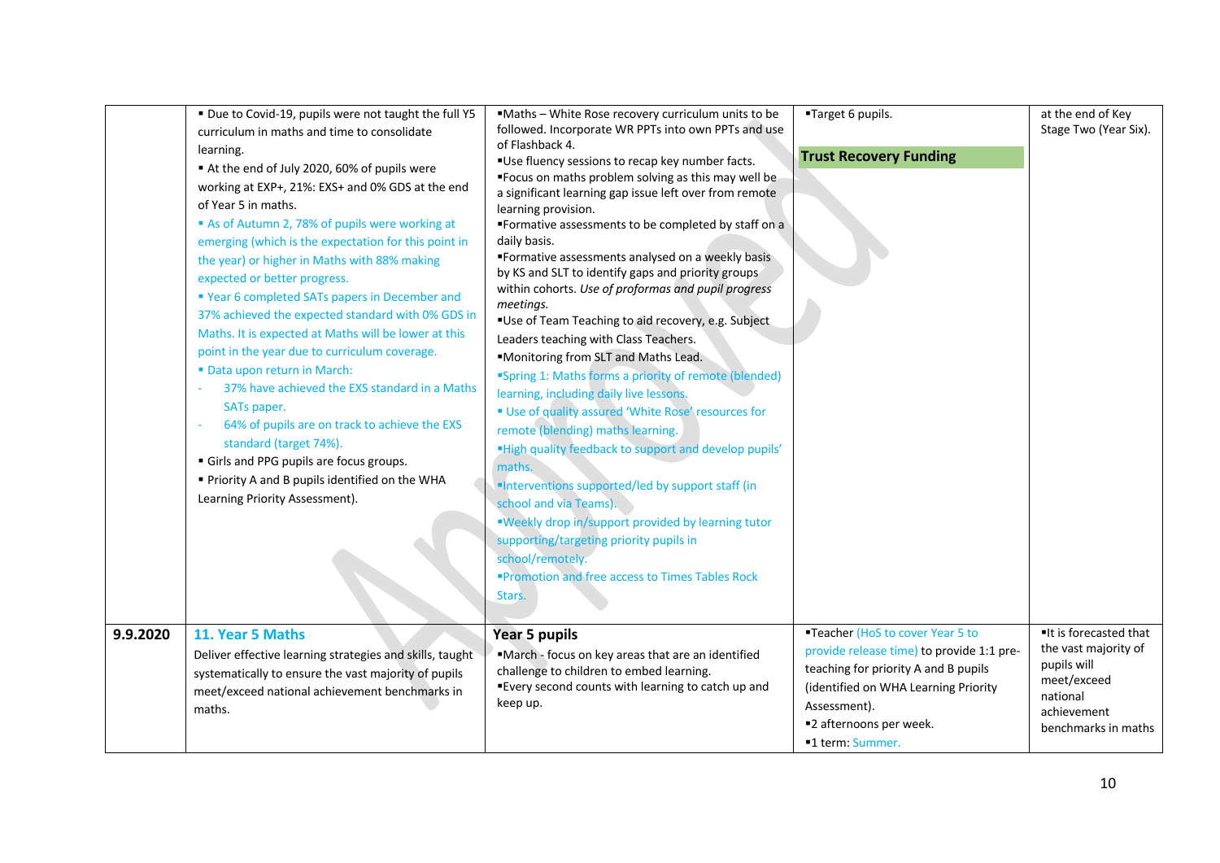| | | | | |
|---|---|---|---|---|
| | ▪ Due to Covid-19, pupils were not taught the full Y5 curriculum in maths and time to consolidate learning.<br>▪ At the end of July 2020, 60% of pupils were working at EXP+, 21%: EXS+ and 0% GDS at the end of Year 5 in maths.<br>▪ As of Autumn 2, 78% of pupils were working at emerging (which is the expectation for this point in the year) or higher in Maths with 88% making expected or better progress.<br>▪ Year 6 completed SATs papers in December and 37% achieved the expected standard with 0% GDS in Maths. It is expected at Maths will be lower at this point in the year due to curriculum coverage.<br>▪ Data upon return in March:<br>- 37% have achieved the EXS standard in a Maths SATs paper.<br>- 64% of pupils are on track to achieve the EXS standard (target 74%).<br>▪ Girls and PPG pupils are focus groups.<br>▪ Priority A and B pupils identified on the WHA Learning Priority Assessment). | ▪Maths – White Rose recovery curriculum units to be followed. Incorporate WR PPTs into own PPTs and use of Flashback 4.<br>▪Use fluency sessions to recap key number facts.<br>▪Focus on maths problem solving as this may well be a significant learning gap issue left over from remote learning provision.<br>▪Formative assessments to be completed by staff on a daily basis.<br>▪Formative assessments analysed on a weekly basis by KS and SLT to identify gaps and priority groups within cohorts. *Use of proformas and pupil progress meetings.*<br>▪Use of Team Teaching to aid recovery, e.g. Subject Leaders teaching with Class Teachers.<br>▪Monitoring from SLT and Maths Lead.<br>▪Spring 1: Maths forms a priority of remote (blended) learning, including daily live lessons.<br>▪ Use of quality assured 'White Rose' resources for remote (blending) maths learning.<br>▪High quality feedback to support and develop pupils' maths.<br>▪Interventions supported/led by support staff (in school and via Teams).<br>▪Weekly drop in/support provided by learning tutor supporting/targeting priority pupils in school/remotely.<br>▪Promotion and free access to Times Tables Rock Stars. | ▪Target 6 pupils.<br><br>**Trust Recovery Funding** | at the end of Key Stage Two (Year Six). |
| **9.9.2020** | **11. Year 5 Maths**<br>Deliver effective learning strategies and skills, taught systematically to ensure the vast majority of pupils meet/exceed national achievement benchmarks in maths. | **Year 5 pupils**<br>▪March - focus on key areas that are an identified challenge to children to embed learning.<br>▪Every second counts with learning to catch up and keep up. | ▪Teacher (HoS to cover Year 5 to provide release time) to provide 1:1 pre-teaching for priority A and B pupils (identified on WHA Learning Priority Assessment).<br>▪2 afternoons per week.<br>▪1 term: Summer. | ▪It is forecasted that the vast majority of pupils will meet/exceed national achievement benchmarks in maths |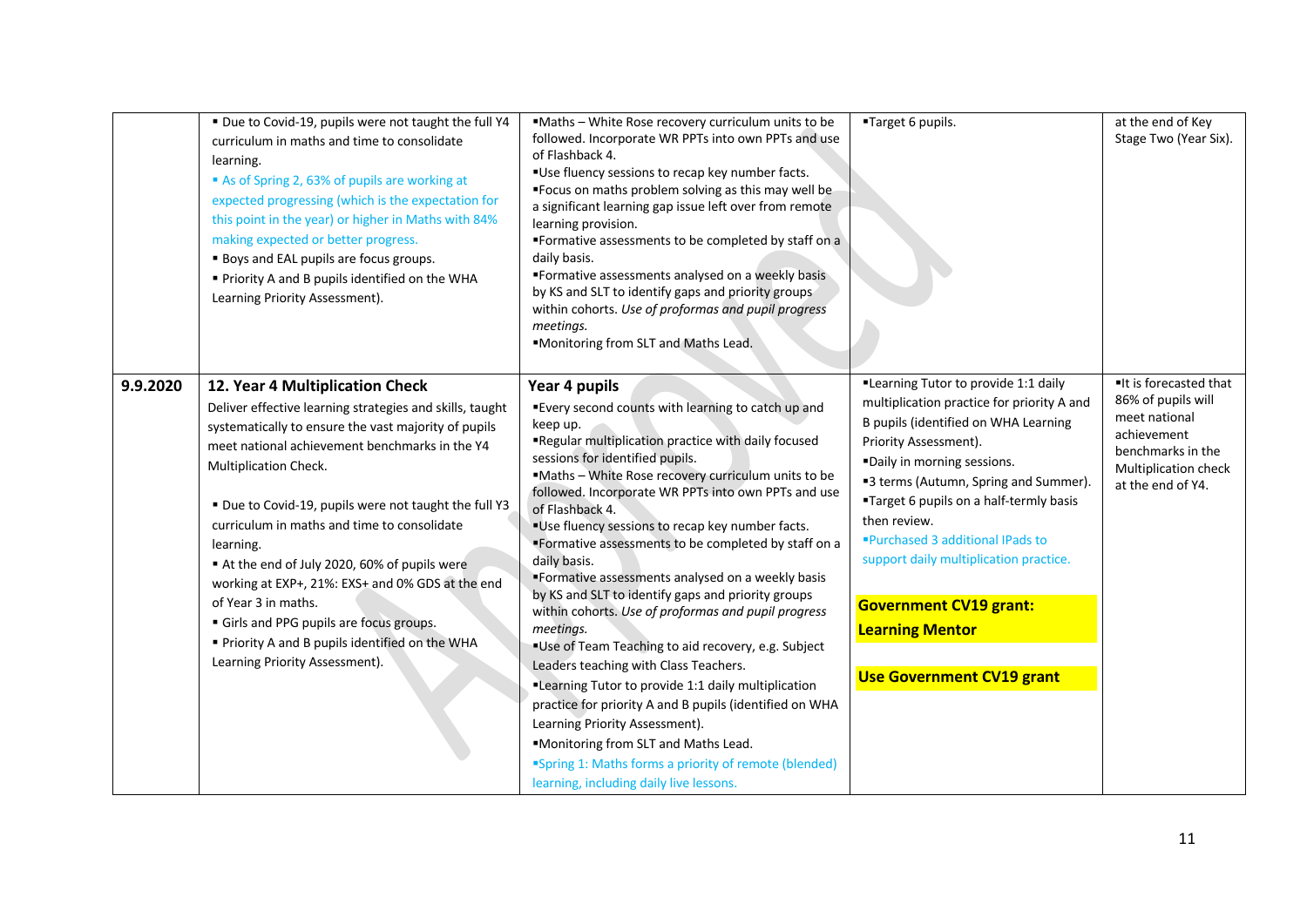| | | | | |
|---|---|---|---|---|
| | ▪ Due to Covid-19, pupils were not taught the full Y4 curriculum in maths and time to consolidate learning.<br>▪ As of Spring 2, 63% of pupils are working at expected progressing (which is the expectation for this point in the year) or higher in Maths with 84% making expected or better progress.<br>▪ Boys and EAL pupils are focus groups.<br>▪ Priority A and B pupils identified on the WHA Learning Priority Assessment). | ▪Maths – White Rose recovery curriculum units to be followed. Incorporate WR PPTs into own PPTs and use of Flashback 4.<br>▪Use fluency sessions to recap key number facts.<br>▪Focus on maths problem solving as this may well be a significant learning gap issue left over from remote learning provision.<br>▪Formative assessments to be completed by staff on a daily basis.<br>▪Formative assessments analysed on a weekly basis by KS and SLT to identify gaps and priority groups within cohorts. *Use of proformas and pupil progress meetings.*<br>▪Monitoring from SLT and Maths Lead. | ▪Target 6 pupils. | at the end of Key Stage Two (Year Six). |
| **9.9.2020** | **12. Year 4 Multiplication Check**<br>Deliver effective learning strategies and skills, taught systematically to ensure the vast majority of pupils meet national achievement benchmarks in the Y4 Multiplication Check.<br><br>▪ Due to Covid-19, pupils were not taught the full Y3 curriculum in maths and time to consolidate learning.<br>▪ At the end of July 2020, 60% of pupils were working at EXP+, 21%: EXS+ and 0% GDS at the end of Year 3 in maths.<br>▪ Girls and PPG pupils are focus groups.<br>▪ Priority A and B pupils identified on the WHA Learning Priority Assessment). | **Year 4 pupils**<br>▪Every second counts with learning to catch up and keep up.<br>▪Regular multiplication practice with daily focused sessions for identified pupils.<br>▪Maths – White Rose recovery curriculum units to be followed. Incorporate WR PPTs into own PPTs and use of Flashback 4.<br>▪Use fluency sessions to recap key number facts.<br>▪Formative assessments to be completed by staff on a daily basis.<br>▪Formative assessments analysed on a weekly basis by KS and SLT to identify gaps and priority groups within cohorts. *Use of proformas and pupil progress meetings.*<br>▪Use of Team Teaching to aid recovery, e.g. Subject Leaders teaching with Class Teachers.<br>▪Learning Tutor to provide 1:1 daily multiplication practice for priority A and B pupils (identified on WHA Learning Priority Assessment).<br>▪Monitoring from SLT and Maths Lead.<br>▪Spring 1: Maths forms a priority of remote (blended) learning, including daily live lessons. | ▪Learning Tutor to provide 1:1 daily multiplication practice for priority A and B pupils (identified on WHA Learning Priority Assessment).<br>▪Daily in morning sessions.<br>▪3 terms (Autumn, Spring and Summer).<br>▪Target 6 pupils on a half-termly basis then review.<br>▪Purchased 3 additional IPads to support daily multiplication practice.<br><br>**Government CV19 grant: Learning Mentor**<br><br>**Use Government CV19 grant** | ▪It is forecasted that 86% of pupils will meet national achievement benchmarks in the Multiplication check at the end of Y4. |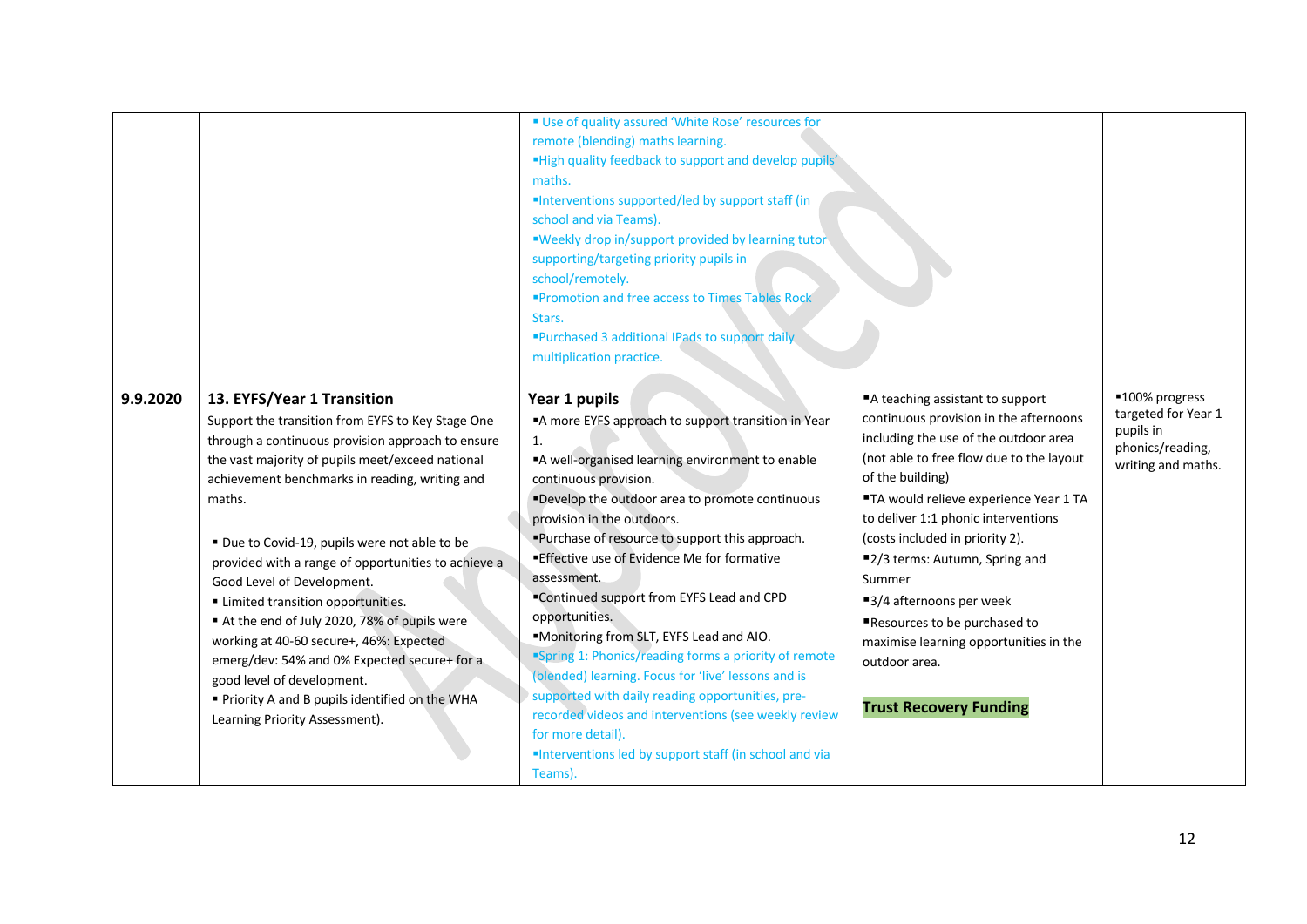| | | | | |
|---|---|---|---|---|
| | | ▪ Use of quality assured 'White Rose' resources for remote (blending) maths learning.<br>▪High quality feedback to support and develop pupils' maths.<br>▪Interventions supported/led by support staff (in school and via Teams).<br>▪Weekly drop in/support provided by learning tutor supporting/targeting priority pupils in school/remotely.<br>▪Promotion and free access to Times Tables Rock Stars.<br>▪Purchased 3 additional IPads to support daily multiplication practice. | | |
| **9.9.2020** | **13. EYFS/Year 1 Transition**<br>Support the transition from EYFS to Key Stage One through a continuous provision approach to ensure the vast majority of pupils meet/exceed national achievement benchmarks in reading, writing and maths.<br><br>▪ Due to Covid-19, pupils were not able to be provided with a range of opportunities to achieve a Good Level of Development.<br>▪ Limited transition opportunities.<br>▪ At the end of July 2020, 78% of pupils were working at 40-60 secure+, 46%: Expected emerg/dev: 54% and 0% Expected secure+ for a good level of development.<br>▪ Priority A and B pupils identified on the WHA Learning Priority Assessment). | **Year 1 pupils**<br>▪A more EYFS approach to support transition in Year 1.<br>▪A well-organised learning environment to enable continuous provision.<br>▪Develop the outdoor area to promote continuous provision in the outdoors.<br>▪Purchase of resource to support this approach.<br>▪Effective use of Evidence Me for formative assessment.<br>▪Continued support from EYFS Lead and CPD opportunities.<br>▪Monitoring from SLT, EYFS Lead and AIO.<br>▪Spring 1: Phonics/reading forms a priority of remote (blended) learning. Focus for 'live' lessons and is supported with daily reading opportunities, pre-recorded videos and interventions (see weekly review for more detail).<br>▪Interventions led by support staff (in school and via Teams). | ▪A teaching assistant to support continuous provision in the afternoons including the use of the outdoor area (not able to free flow due to the layout of the building)<br>▪TA would relieve experience Year 1 TA to deliver 1:1 phonic interventions (costs included in priority 2).<br>▪2/3 terms: Autumn, Spring and Summer<br>▪3/4 afternoons per week<br>▪Resources to be purchased to maximise learning opportunities in the outdoor area.<br><br>**Trust Recovery Funding** | ▪100% progress targeted for Year 1 pupils in phonics/reading, writing and maths. |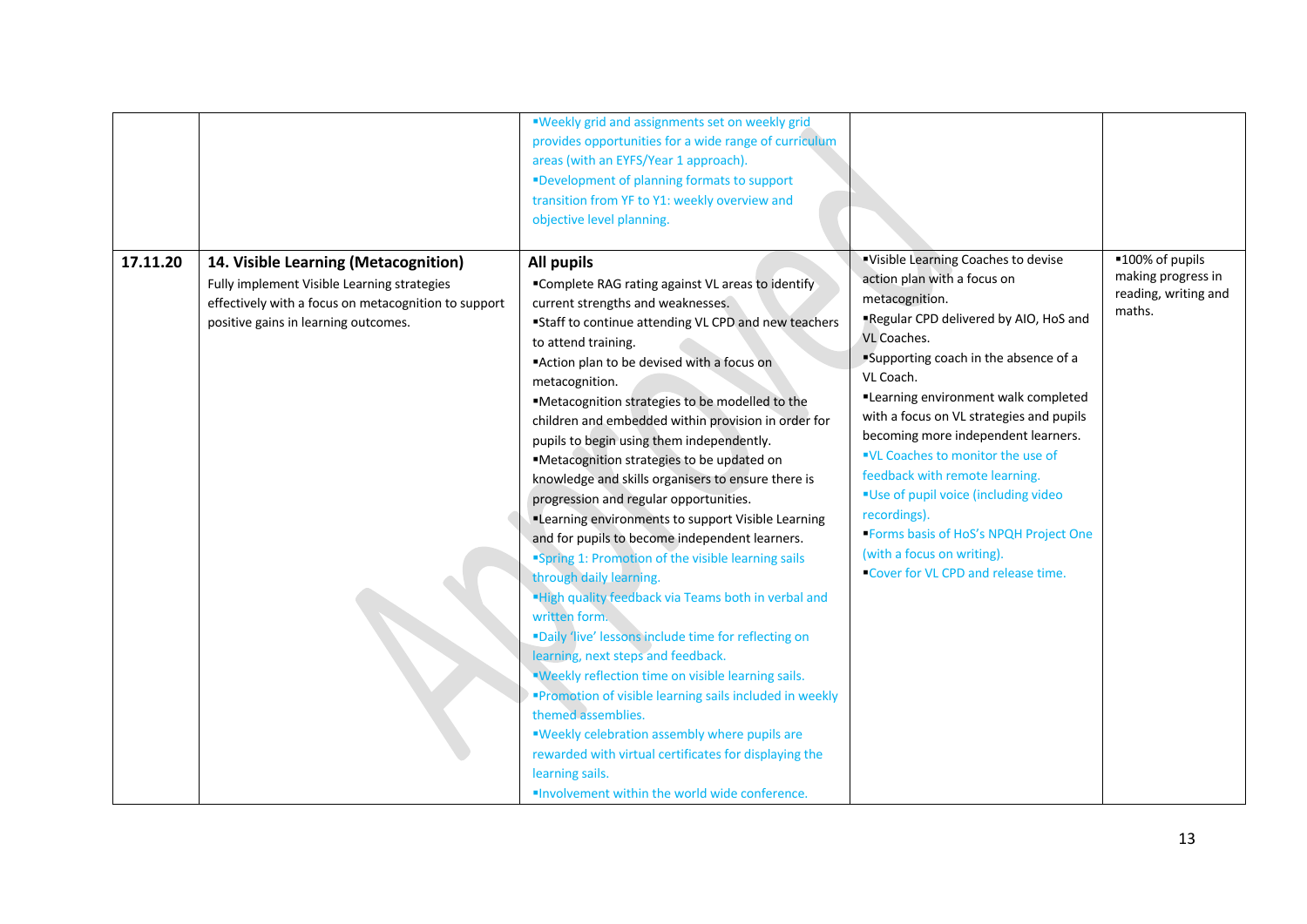| | | | | |
|---|---|---|---|---|
| | | ▪Weekly grid and assignments set on weekly grid provides opportunities for a wide range of curriculum areas (with an EYFS/Year 1 approach).<br>▪Development of planning formats to support transition from YF to Y1: weekly overview and objective level planning. | | |
| **17.11.20** | **14. Visible Learning (Metacognition)**<br>Fully implement Visible Learning strategies effectively with a focus on metacognition to support positive gains in learning outcomes. | **All pupils**<br>▪Complete RAG rating against VL areas to identify current strengths and weaknesses.<br>▪Staff to continue attending VL CPD and new teachers to attend training.<br>▪Action plan to be devised with a focus on metacognition.<br>▪Metacognition strategies to be modelled to the children and embedded within provision in order for pupils to begin using them independently.<br>▪Metacognition strategies to be updated on knowledge and skills organisers to ensure there is progression and regular opportunities.<br>▪Learning environments to support Visible Learning and for pupils to become independent learners.<br>▪Spring 1: Promotion of the visible learning sails through daily learning.<br>▪High quality feedback via Teams both in verbal and written form.<br>▪Daily 'live' lessons include time for reflecting on learning, next steps and feedback.<br>▪Weekly reflection time on visible learning sails.<br>▪Promotion of visible learning sails included in weekly themed assemblies.<br>▪Weekly celebration assembly where pupils are rewarded with virtual certificates for displaying the learning sails.<br>▪Involvement within the world wide conference. | ▪Visible Learning Coaches to devise action plan with a focus on metacognition.<br>▪Regular CPD delivered by AIO, HoS and VL Coaches.<br>▪Supporting coach in the absence of a VL Coach.<br>▪Learning environment walk completed with a focus on VL strategies and pupils becoming more independent learners.<br>▪VL Coaches to monitor the use of feedback with remote learning.<br>▪Use of pupil voice (including video recordings).<br>▪Forms basis of HoS's NPQH Project One (with a focus on writing).<br>▪Cover for VL CPD and release time. | ▪100% of pupils making progress in reading, writing and maths. |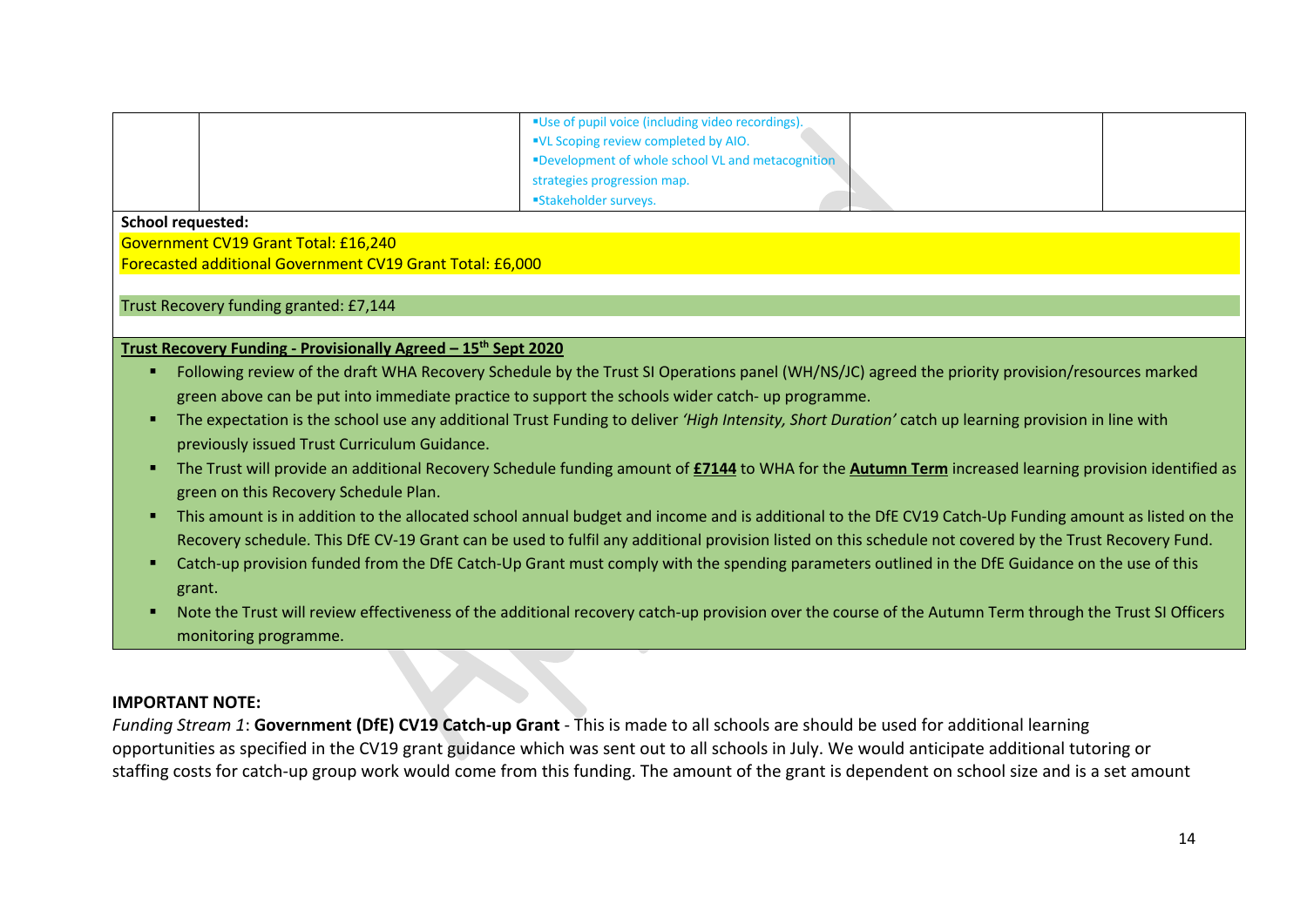| | | ▪Use of pupil voice (including video recordings).<br>▪VL Scoping review completed by AIO.<br>▪Development of whole school VL and metacognition strategies progression map.<br>▪Stakeholder surveys. | | |
|---|---|---|---|---|

**School requested:**

Government CV19 Grant Total: £16,240

Forecasted additional Government CV19 Grant Total: £6,000

Trust Recovery funding granted: £7,144

**Trust Recovery Funding - Provisionally Agreed – 15th Sept 2020**

- Following review of the draft WHA Recovery Schedule by the Trust SI Operations panel (WH/NS/JC) agreed the priority provision/resources marked green above can be put into immediate practice to support the schools wider catch- up programme.
- The expectation is the school use any additional Trust Funding to deliver *'High Intensity, Short Duration'* catch up learning provision in line with previously issued Trust Curriculum Guidance.
- The Trust will provide an additional Recovery Schedule funding amount of **£7144** to WHA for the **Autumn Term** increased learning provision identified as green on this Recovery Schedule Plan.
- This amount is in addition to the allocated school annual budget and income and is additional to the DfE CV19 Catch-Up Funding amount as listed on the Recovery schedule. This DfE CV-19 Grant can be used to fulfil any additional provision listed on this schedule not covered by the Trust Recovery Fund.
- Catch-up provision funded from the DfE Catch-Up Grant must comply with the spending parameters outlined in the DfE Guidance on the use of this grant.
- Note the Trust will review effectiveness of the additional recovery catch-up provision over the course of the Autumn Term through the Trust SI Officers monitoring programme.

**IMPORTANT NOTE:**

*Funding Stream 1*: **Government (DfE) CV19 Catch-up Grant** - This is made to all schools are should be used for additional learning opportunities as specified in the CV19 grant guidance which was sent out to all schools in July. We would anticipate additional tutoring or staffing costs for catch-up group work would come from this funding. The amount of the grant is dependent on school size and is a set amount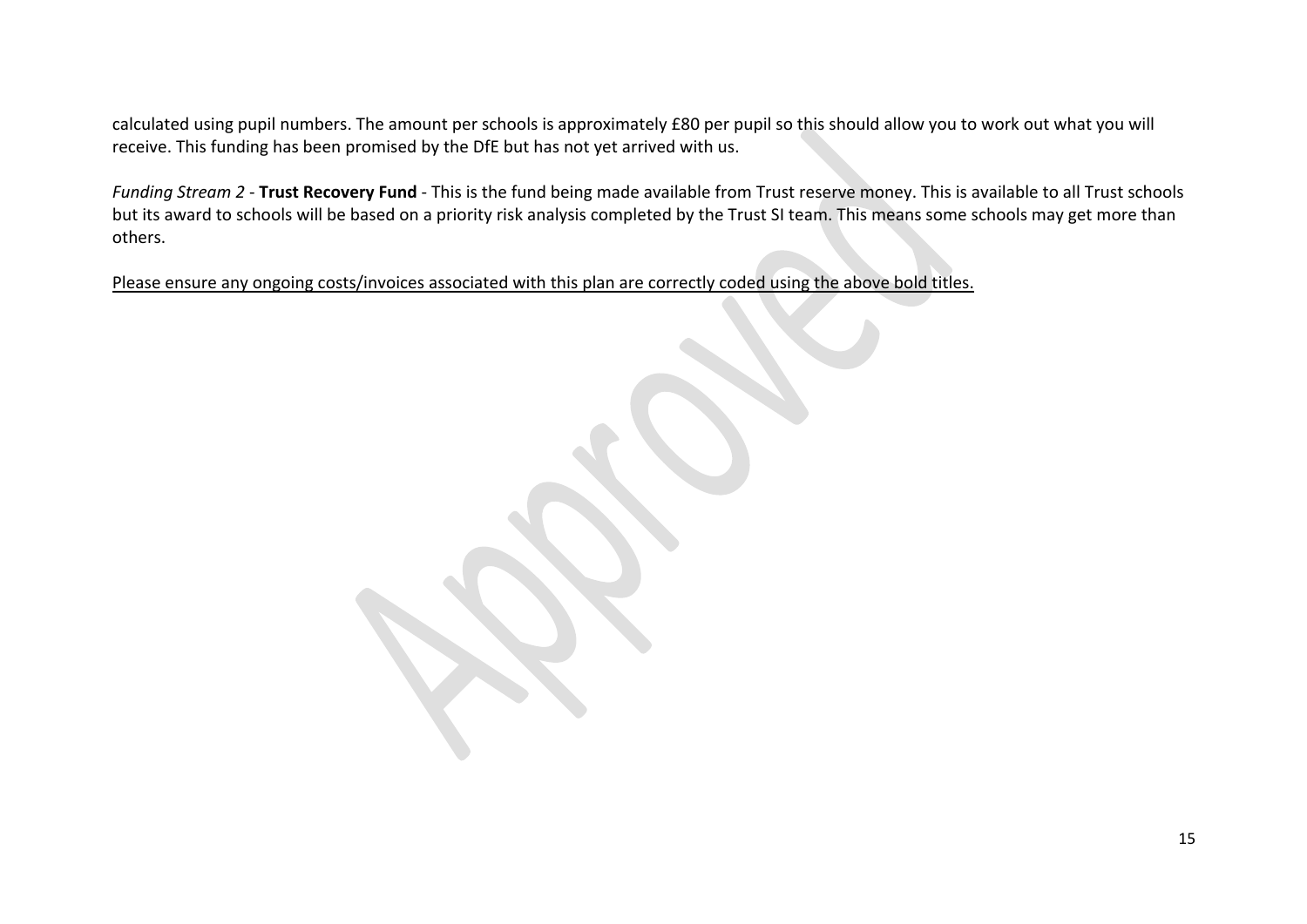calculated using pupil numbers. The amount per schools is approximately £80 per pupil so this should allow you to work out what you will receive. This funding has been promised by the DfE but has not yet arrived with us.

*Funding Stream 2* - **Trust Recovery Fund** - This is the fund being made available from Trust reserve money. This is available to all Trust schools but its award to schools will be based on a priority risk analysis completed by the Trust SI team. This means some schools may get more than others.

<u>Please ensure any ongoing costs/invoices associated with this plan are correctly coded using the above bold titles.</u>